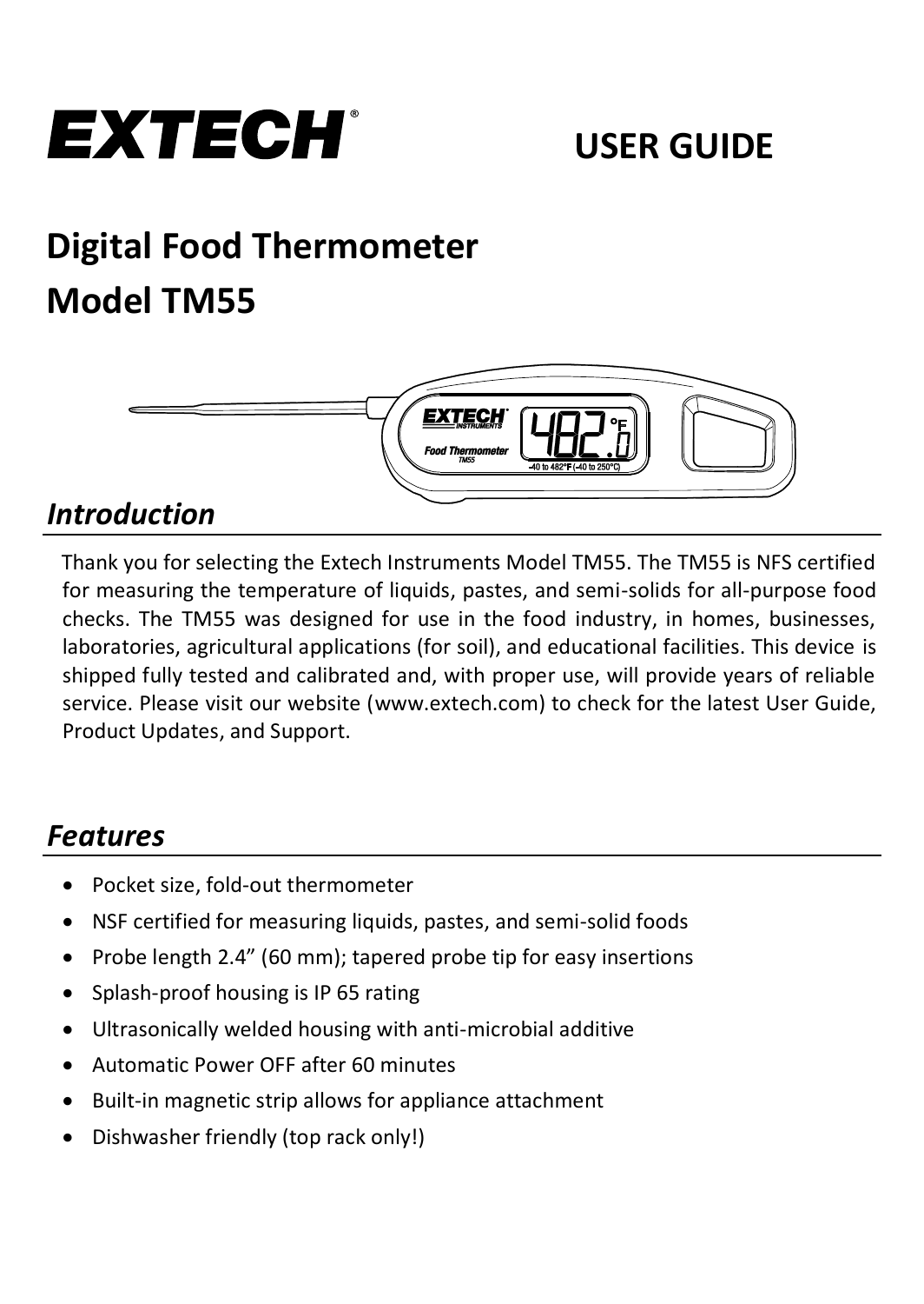# EXTECH

## USER GUIDE

# Digital Food Thermometer
# Model TM55

## *Introduction*

Thank you for selecting the Extech Instruments Model TM55. The TM55 is NFS certified for measuring the temperature of liquids, pastes, and semi-solids for all-purpose food checks. The TM55 was designed for use in the food industry, in homes, businesses, laboratories, agricultural applications (for soil), and educational facilities. This device is shipped fully tested and calibrated and, with proper use, will provide years of reliable service. Please visit our website (www.extech.com) to check for the latest User Guide, Product Updates, and Support.

## *Features*

- Pocket size, fold-out thermometer
- NSF certified for measuring liquids, pastes, and semi-solid foods
- Probe length 2.4” (60 mm); tapered probe tip for easy insertions
- Splash-proof housing is IP 65 rating
- Ultrasonically welded housing with anti-microbial additive
- Automatic Power OFF after 60 minutes
- Built-in magnetic strip allows for appliance attachment
- Dishwasher friendly (top rack only!)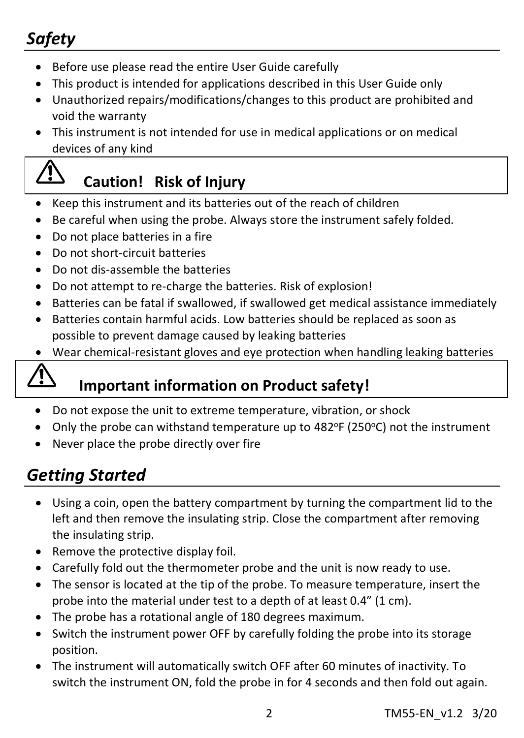## *Safety*

- Before use please read the entire User Guide carefully
- This product is intended for applications described in this User Guide only
- Unauthorized repairs/modifications/changes to this product are prohibited and void the warranty
- This instrument is not intended for use in medical applications or on medical devices of any kind

### ⚠ Caution! Risk of Injury

- Keep this instrument and its batteries out of the reach of children
- Be careful when using the probe. Always store the instrument safely folded.
- Do not place batteries in a fire
- Do not short-circuit batteries
- Do not dis-assemble the batteries
- Do not attempt to re-charge the batteries. Risk of explosion!
- Batteries can be fatal if swallowed, if swallowed get medical assistance immediately
- Batteries contain harmful acids. Low batteries should be replaced as soon as possible to prevent damage caused by leaking batteries
- Wear chemical-resistant gloves and eye protection when handling leaking batteries

### ⚠ Important information on Product safety!

- Do not expose the unit to extreme temperature, vibration, or shock
- Only the probe can withstand temperature up to 482°F (250°C) not the instrument
- Never place the probe directly over fire

## *Getting Started*

- Using a coin, open the battery compartment by turning the compartment lid to the left and then remove the insulating strip. Close the compartment after removing the insulating strip.
- Remove the protective display foil.
- Carefully fold out the thermometer probe and the unit is now ready to use.
- The sensor is located at the tip of the probe. To measure temperature, insert the probe into the material under test to a depth of at least 0.4" (1 cm).
- The probe has a rotational angle of 180 degrees maximum.
- Switch the instrument power OFF by carefully folding the probe into its storage position.
- The instrument will automatically switch OFF after 60 minutes of inactivity. To switch the instrument ON, fold the probe in for 4 seconds and then fold out again.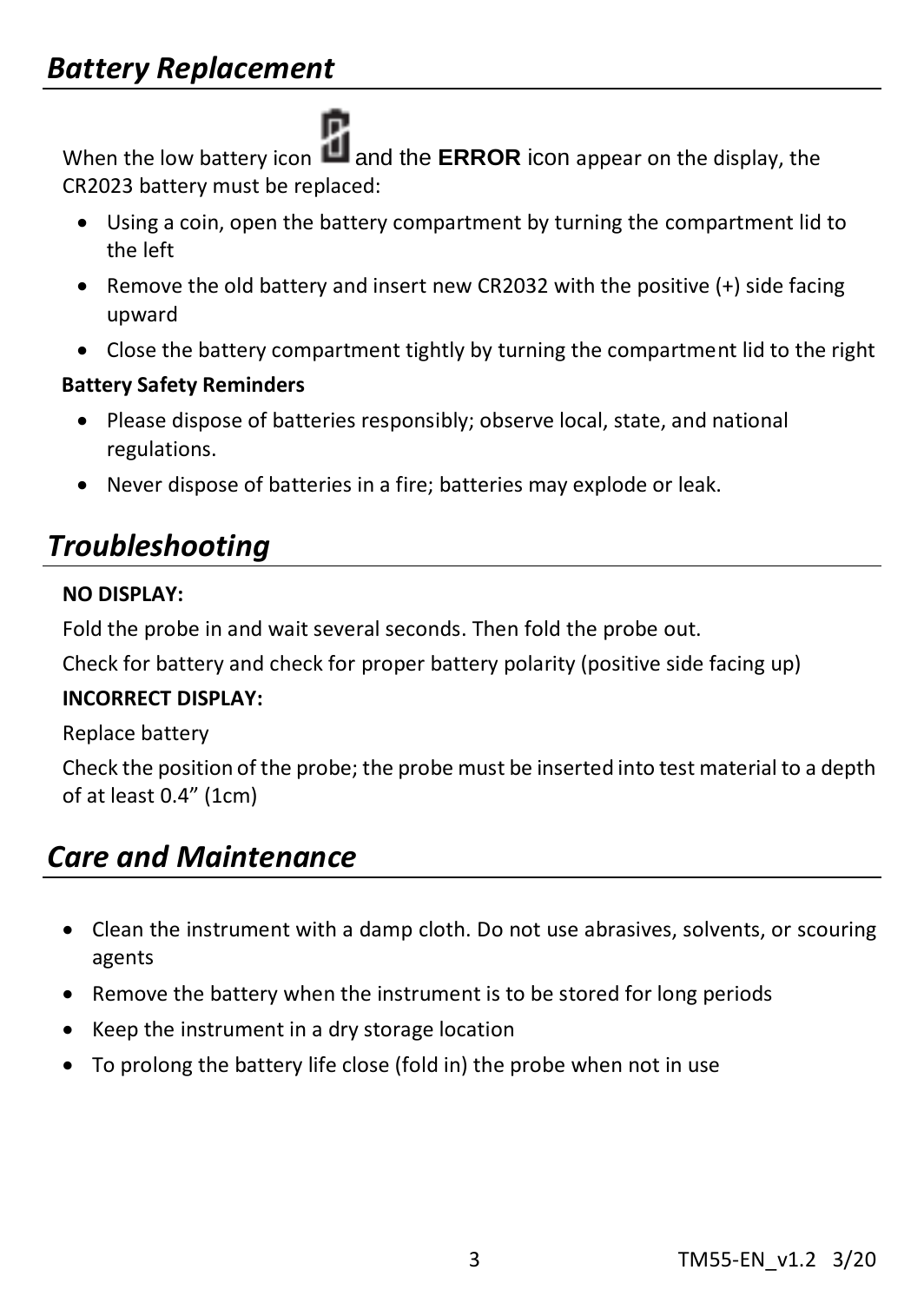## *Battery Replacement*

When the low battery icon and the **ERROR** icon appear on the display, the CR2023 battery must be replaced:

- Using a coin, open the battery compartment by turning the compartment lid to the left
- Remove the old battery and insert new CR2032 with the positive (+) side facing upward
- Close the battery compartment tightly by turning the compartment lid to the right

**Battery Safety Reminders**

- Please dispose of batteries responsibly; observe local, state, and national regulations.
- Never dispose of batteries in a fire; batteries may explode or leak.

## *Troubleshooting*

**NO DISPLAY:**

Fold the probe in and wait several seconds. Then fold the probe out.

Check for battery and check for proper battery polarity (positive side facing up)

**INCORRECT DISPLAY:**

Replace battery

Check the position of the probe; the probe must be inserted into test material to a depth of at least 0.4” (1cm)

## *Care and Maintenance*

- Clean the instrument with a damp cloth. Do not use abrasives, solvents, or scouring agents
- Remove the battery when the instrument is to be stored for long periods
- Keep the instrument in a dry storage location
- To prolong the battery life close (fold in) the probe when not in use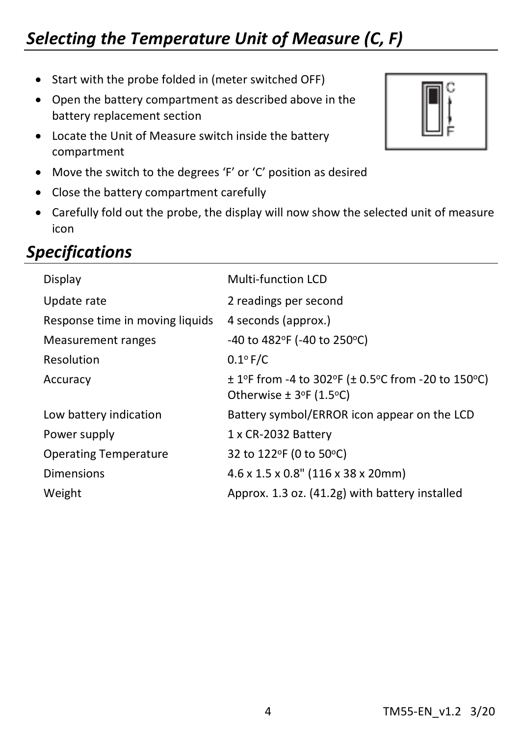## *Selecting the Temperature Unit of Measure (C, F)*

- Start with the probe folded in (meter switched OFF)
- Open the battery compartment as described above in the battery replacement section
- Locate the Unit of Measure switch inside the battery compartment
- Move the switch to the degrees ‘F’ or ‘C’ position as desired
- Close the battery compartment carefully
- Carefully fold out the probe, the display will now show the selected unit of measure icon

## *Specifications*

| | |
|---|---|
| Display | Multi-function LCD |
| Update rate | 2 readings per second |
| Response time in moving liquids | 4 seconds (approx.) |
| Measurement ranges | -40 to 482°F (-40 to 250°C) |
| Resolution | 0.1° F/C |
| Accuracy | ± 1°F from -4 to 302°F (± 0.5°C from -20 to 150°C) Otherwise ± 3°F (1.5°C) |
| Low battery indication | Battery symbol/ERROR icon appear on the LCD |
| Power supply | 1 x CR-2032 Battery |
| Operating Temperature | 32 to 122°F (0 to 50°C) |
| Dimensions | 4.6 x 1.5 x 0.8" (116 x 38 x 20mm) |
| Weight | Approx. 1.3 oz. (41.2g) with battery installed |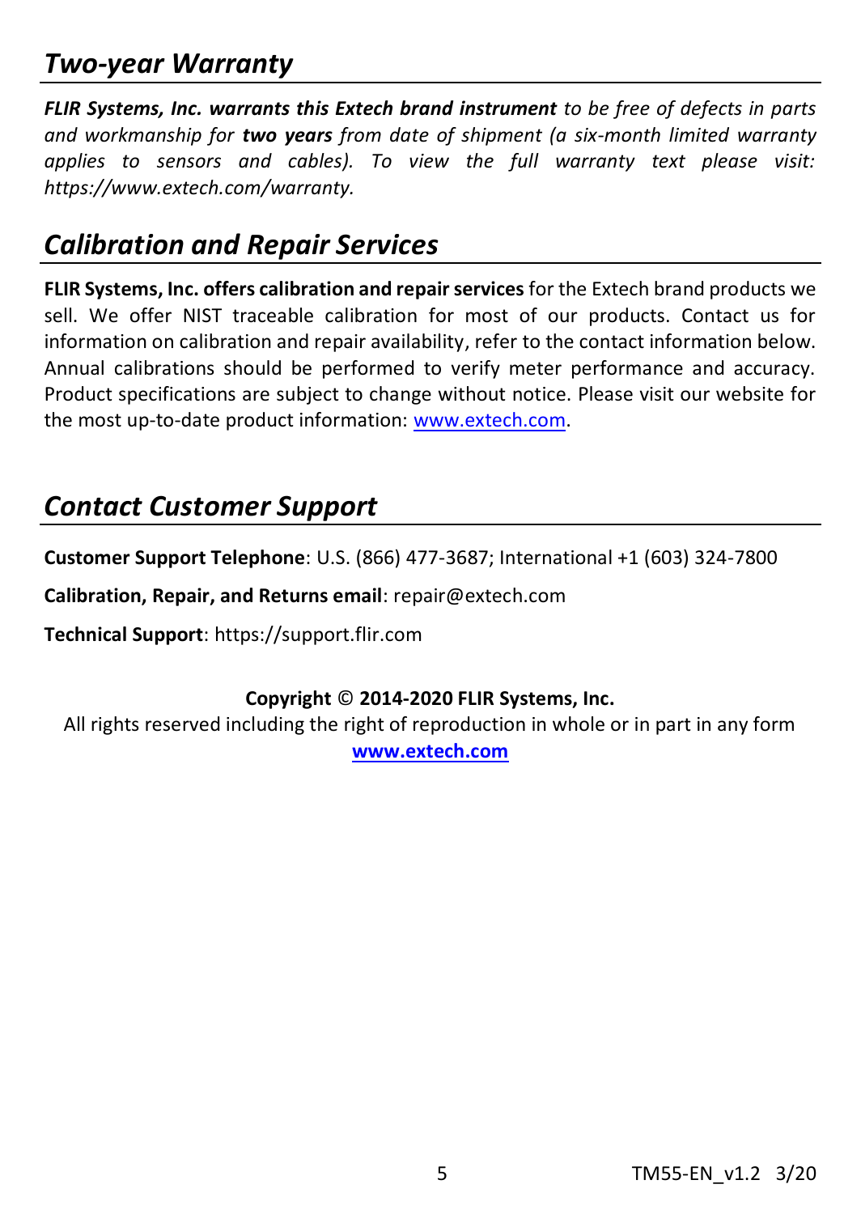## *Two-year Warranty*

***FLIR Systems, Inc. warrants this Extech brand instrument*** *to be free of defects in parts and workmanship for* ***two years*** *from date of shipment (a six-month limited warranty applies to sensors and cables). To view the full warranty text please visit: https://www.extech.com/warranty.*

## *Calibration and Repair Services*

**FLIR Systems, Inc. offers calibration and repair services** for the Extech brand products we sell. We offer NIST traceable calibration for most of our products. Contact us for information on calibration and repair availability, refer to the contact information below. Annual calibrations should be performed to verify meter performance and accuracy. Product specifications are subject to change without notice. Please visit our website for the most up-to-date product information: www.extech.com.

## *Contact Customer Support*

**Customer Support Telephone**: U.S. (866) 477-3687; International +1 (603) 324-7800

**Calibration, Repair, and Returns email**: repair@extech.com

**Technical Support**: https://support.flir.com

**Copyright © 2014-2020 FLIR Systems, Inc.**

All rights reserved including the right of reproduction in whole or in part in any form

**www.extech.com**

TM55-EN_v1.2 3/20